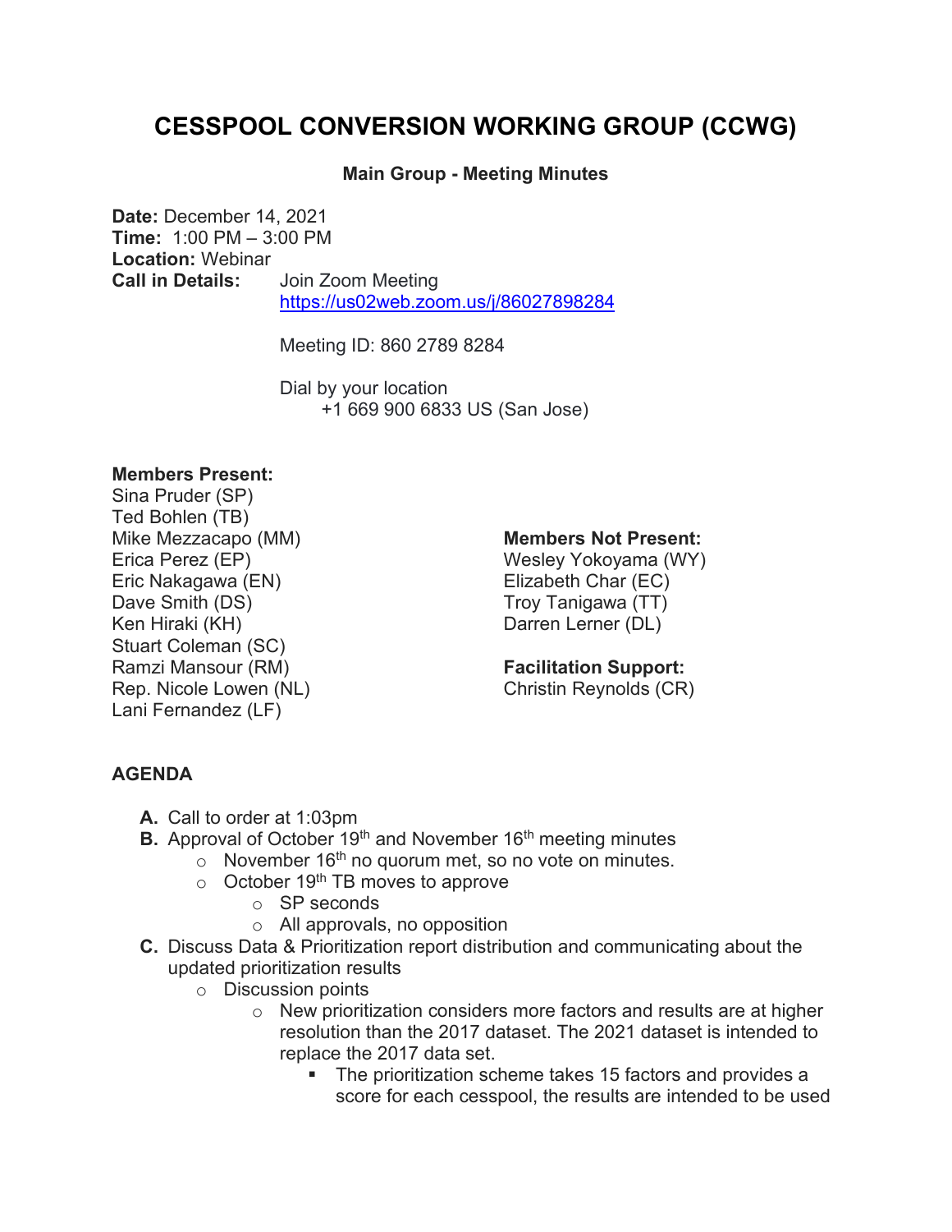# CESSPOOL CONVERSION WORKING GROUP (CCWG)

**Main Group - Meeting Minutes**

**Date:** December 14, 2021
**Time:** 1:00 PM – 3:00 PM
**Location:** Webinar
**Call in Details:** Join Zoom Meeting
https://us02web.zoom.us/j/86027898284

Meeting ID: 860 2789 8284

Dial by your location
+1 669 900 6833 US (San Jose)

**Members Present:**
Sina Pruder (SP)
Ted Bohlen (TB)
Mike Mezzacapo (MM)
Erica Perez (EP)
Eric Nakagawa (EN)
Dave Smith (DS)
Ken Hiraki (KH)
Stuart Coleman (SC)
Ramzi Mansour (RM)
Rep. Nicole Lowen (NL)
Lani Fernandez (LF)

**Members Not Present:**
Wesley Yokoyama (WY)
Elizabeth Char (EC)
Troy Tanigawa (TT)
Darren Lerner (DL)

**Facilitation Support:**
Christin Reynolds (CR)

## AGENDA

- **A.** Call to order at 1:03pm
- **B.** Approval of October 19th and November 16th meeting minutes
  - November 16th no quorum met, so no vote on minutes.
  - October 19th TB moves to approve
    - SP seconds
    - All approvals, no opposition
- **C.** Discuss Data & Prioritization report distribution and communicating about the updated prioritization results
  - Discussion points
    - New prioritization considers more factors and results are at higher resolution than the 2017 dataset. The 2021 dataset is intended to replace the 2017 data set.
      - The prioritization scheme takes 15 factors and provides a score for each cesspool, the results are intended to be used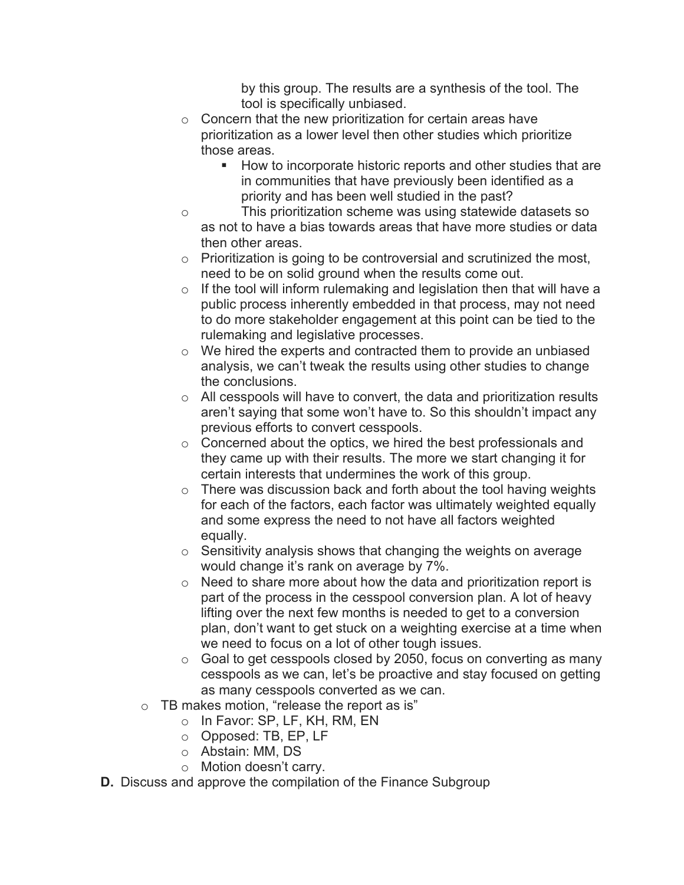by this group. The results are a synthesis of the tool. The tool is specifically unbiased.

- Concern that the new prioritization for certain areas have prioritization as a lower level then other studies which prioritize those areas.
  - How to incorporate historic reports and other studies that are in communities that have previously been identified as a priority and has been well studied in the past?
- This prioritization scheme was using statewide datasets so as not to have a bias towards areas that have more studies or data then other areas.
- Prioritization is going to be controversial and scrutinized the most, need to be on solid ground when the results come out.
- If the tool will inform rulemaking and legislation then that will have a public process inherently embedded in that process, may not need to do more stakeholder engagement at this point can be tied to the rulemaking and legislative processes.
- We hired the experts and contracted them to provide an unbiased analysis, we can't tweak the results using other studies to change the conclusions.
- All cesspools will have to convert, the data and prioritization results aren't saying that some won't have to. So this shouldn't impact any previous efforts to convert cesspools.
- Concerned about the optics, we hired the best professionals and they came up with their results. The more we start changing it for certain interests that undermines the work of this group.
- There was discussion back and forth about the tool having weights for each of the factors, each factor was ultimately weighted equally and some express the need to not have all factors weighted equally.
- Sensitivity analysis shows that changing the weights on average would change it's rank on average by 7%.
- Need to share more about how the data and prioritization report is part of the process in the cesspool conversion plan. A lot of heavy lifting over the next few months is needed to get to a conversion plan, don't want to get stuck on a weighting exercise at a time when we need to focus on a lot of other tough issues.
- Goal to get cesspools closed by 2050, focus on converting as many cesspools as we can, let's be proactive and stay focused on getting as many cesspools converted as we can.

- TB makes motion, "release the report as is"
  - In Favor: SP, LF, KH, RM, EN
  - Opposed: TB, EP, LF
  - Abstain: MM, DS
  - Motion doesn't carry.

**D.** Discuss and approve the compilation of the Finance Subgroup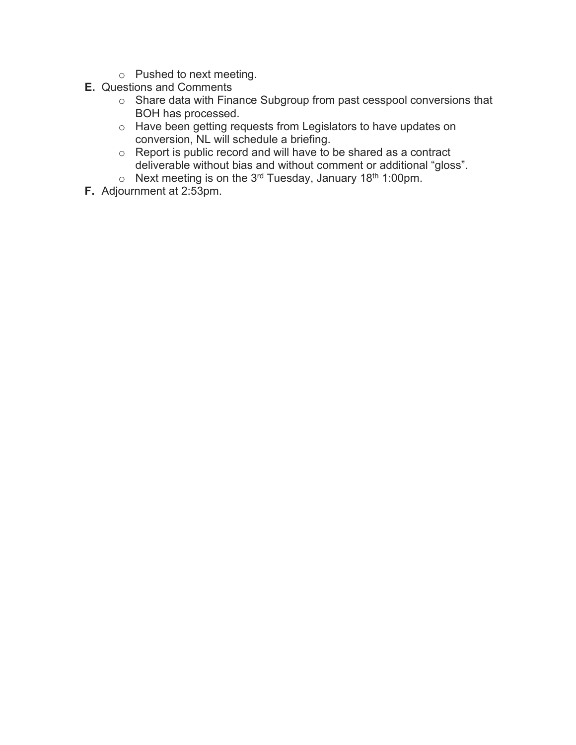- Pushed to next meeting.

**E.** Questions and Comments
   - Share data with Finance Subgroup from past cesspool conversions that BOH has processed.
   - Have been getting requests from Legislators to have updates on conversion, NL will schedule a briefing.
   - Report is public record and will have to be shared as a contract deliverable without bias and without comment or additional "gloss".
   - Next meeting is on the 3rd Tuesday, January 18th 1:00pm.

**F.** Adjournment at 2:53pm.